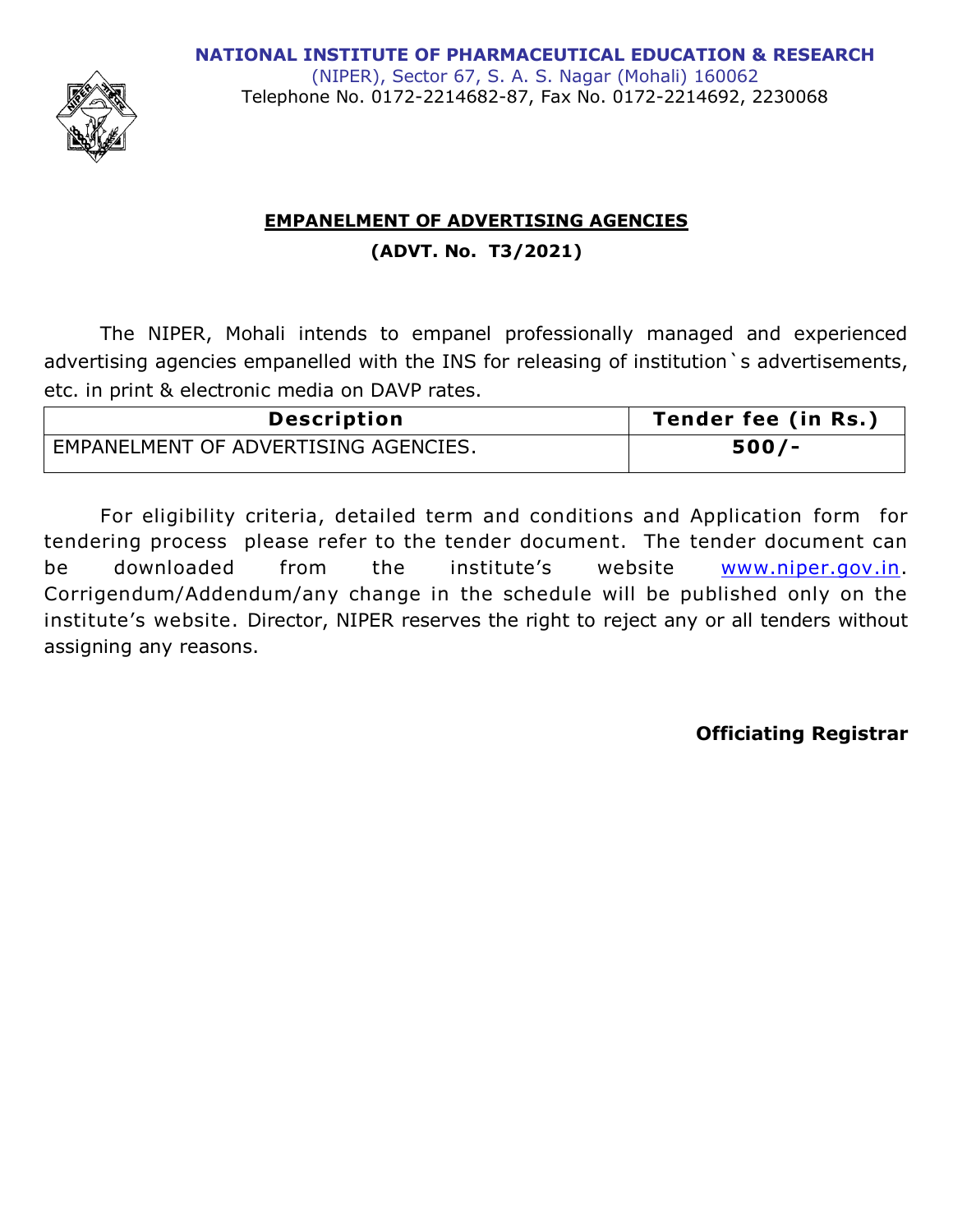**NATIONAL INSTITUTE OF PHARMACEUTICAL EDUCATION & RESEARCH**
(NIPER), Sector 67, S. A. S. Nagar (Mohali) 160062
Telephone No. 0172-2214682-87, Fax No. 0172-2214692, 2230068

## EMPANELMENT OF ADVERTISING AGENCIES

**(ADVT. No. T3/2021)**

The NIPER, Mohali intends to empanel professionally managed and experienced advertising agencies empanelled with the INS for releasing of institution`s advertisements, etc. in print & electronic media on DAVP rates.

| Description | Tender fee (in Rs.) |
| --- | --- |
| EMPANELMENT OF ADVERTISING AGENCIES. | **500/-** |

For eligibility criteria, detailed term and conditions and Application form for tendering process please refer to the tender document. The tender document can be downloaded from the institute's website www.niper.gov.in. Corrigendum/Addendum/any change in the schedule will be published only on the institute's website. Director, NIPER reserves the right to reject any or all tenders without assigning any reasons.

**Officiating Registrar**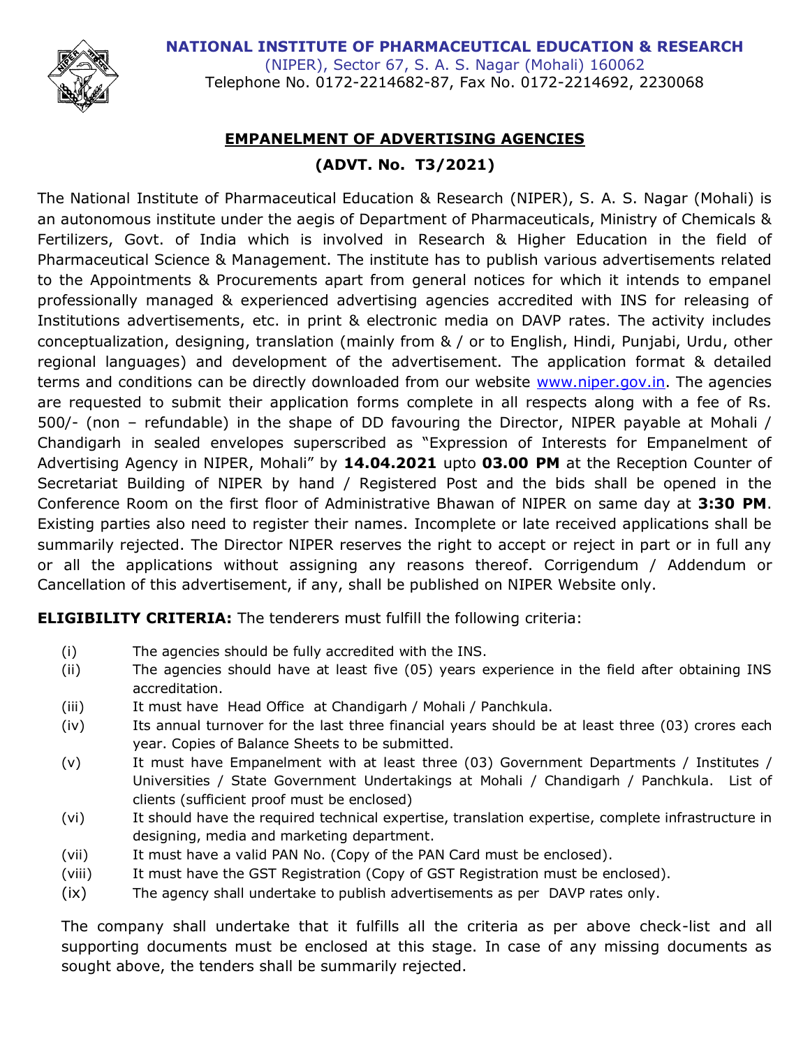**NATIONAL INSTITUTE OF PHARMACEUTICAL EDUCATION & RESEARCH**
(NIPER), Sector 67, S. A. S. Nagar (Mohali) 160062
Telephone No. 0172-2214682-87, Fax No. 0172-2214692, 2230068

## EMPANELMENT OF ADVERTISING AGENCIES

### (ADVT. No. T3/2021)

The National Institute of Pharmaceutical Education & Research (NIPER), S. A. S. Nagar (Mohali) is an autonomous institute under the aegis of Department of Pharmaceuticals, Ministry of Chemicals & Fertilizers, Govt. of India which is involved in Research & Higher Education in the field of Pharmaceutical Science & Management. The institute has to publish various advertisements related to the Appointments & Procurements apart from general notices for which it intends to empanel professionally managed & experienced advertising agencies accredited with INS for releasing of Institutions advertisements, etc. in print & electronic media on DAVP rates. The activity includes conceptualization, designing, translation (mainly from & / or to English, Hindi, Punjabi, Urdu, other regional languages) and development of the advertisement. The application format & detailed terms and conditions can be directly downloaded from our website www.niper.gov.in. The agencies are requested to submit their application forms complete in all respects along with a fee of Rs. 500/- (non – refundable) in the shape of DD favouring the Director, NIPER payable at Mohali / Chandigarh in sealed envelopes superscribed as "Expression of Interests for Empanelment of Advertising Agency in NIPER, Mohali" by **14.04.2021** upto **03.00 PM** at the Reception Counter of Secretariat Building of NIPER by hand / Registered Post and the bids shall be opened in the Conference Room on the first floor of Administrative Bhawan of NIPER on same day at **3:30 PM**. Existing parties also need to register their names. Incomplete or late received applications shall be summarily rejected. The Director NIPER reserves the right to accept or reject in part or in full any or all the applications without assigning any reasons thereof. Corrigendum / Addendum or Cancellation of this advertisement, if any, shall be published on NIPER Website only.

**ELIGIBILITY CRITERIA:** The tenderers must fulfill the following criteria:

(i) The agencies should be fully accredited with the INS.

(ii) The agencies should have at least five (05) years experience in the field after obtaining INS accreditation.

(iii) It must have Head Office at Chandigarh / Mohali / Panchkula.

(iv) Its annual turnover for the last three financial years should be at least three (03) crores each year. Copies of Balance Sheets to be submitted.

(v) It must have Empanelment with at least three (03) Government Departments / Institutes / Universities / State Government Undertakings at Mohali / Chandigarh / Panchkula. List of clients (sufficient proof must be enclosed)

(vi) It should have the required technical expertise, translation expertise, complete infrastructure in designing, media and marketing department.

(vii) It must have a valid PAN No. (Copy of the PAN Card must be enclosed).

(viii) It must have the GST Registration (Copy of GST Registration must be enclosed).

(ix) The agency shall undertake to publish advertisements as per DAVP rates only.

The company shall undertake that it fulfills all the criteria as per above check-list and all supporting documents must be enclosed at this stage. In case of any missing documents as sought above, the tenders shall be summarily rejected.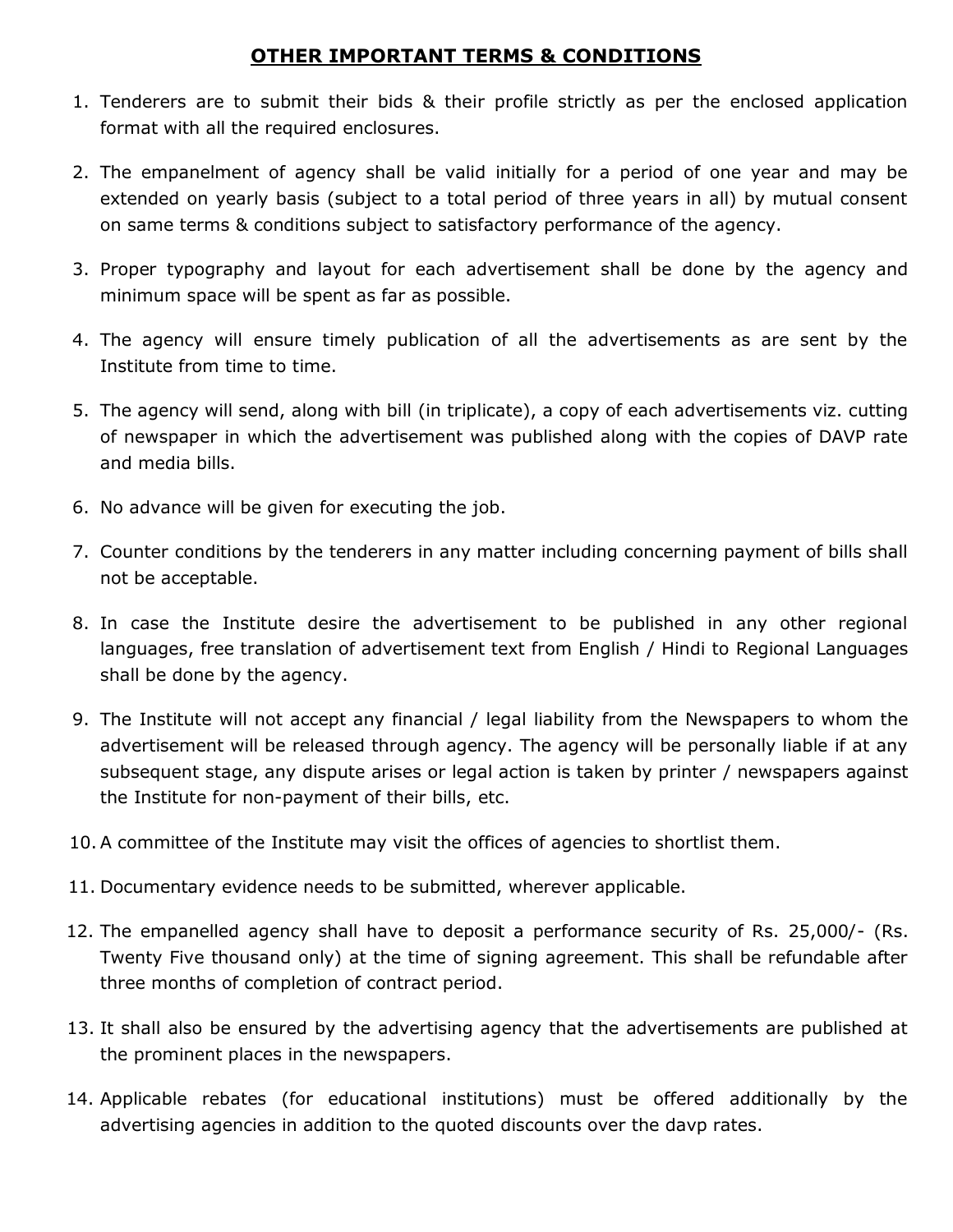## OTHER IMPORTANT TERMS & CONDITIONS

1. Tenderers are to submit their bids & their profile strictly as per the enclosed application format with all the required enclosures.

2. The empanelment of agency shall be valid initially for a period of one year and may be extended on yearly basis (subject to a total period of three years in all) by mutual consent on same terms & conditions subject to satisfactory performance of the agency.

3. Proper typography and layout for each advertisement shall be done by the agency and minimum space will be spent as far as possible.

4. The agency will ensure timely publication of all the advertisements as are sent by the Institute from time to time.

5. The agency will send, along with bill (in triplicate), a copy of each advertisements viz. cutting of newspaper in which the advertisement was published along with the copies of DAVP rate and media bills.

6. No advance will be given for executing the job.

7. Counter conditions by the tenderers in any matter including concerning payment of bills shall not be acceptable.

8. In case the Institute desire the advertisement to be published in any other regional languages, free translation of advertisement text from English / Hindi to Regional Languages shall be done by the agency.

9. The Institute will not accept any financial / legal liability from the Newspapers to whom the advertisement will be released through agency. The agency will be personally liable if at any subsequent stage, any dispute arises or legal action is taken by printer / newspapers against the Institute for non-payment of their bills, etc.

10. A committee of the Institute may visit the offices of agencies to shortlist them.

11. Documentary evidence needs to be submitted, wherever applicable.

12. The empanelled agency shall have to deposit a performance security of Rs. 25,000/- (Rs. Twenty Five thousand only) at the time of signing agreement. This shall be refundable after three months of completion of contract period.

13. It shall also be ensured by the advertising agency that the advertisements are published at the prominent places in the newspapers.

14. Applicable rebates (for educational institutions) must be offered additionally by the advertising agencies in addition to the quoted discounts over the davp rates.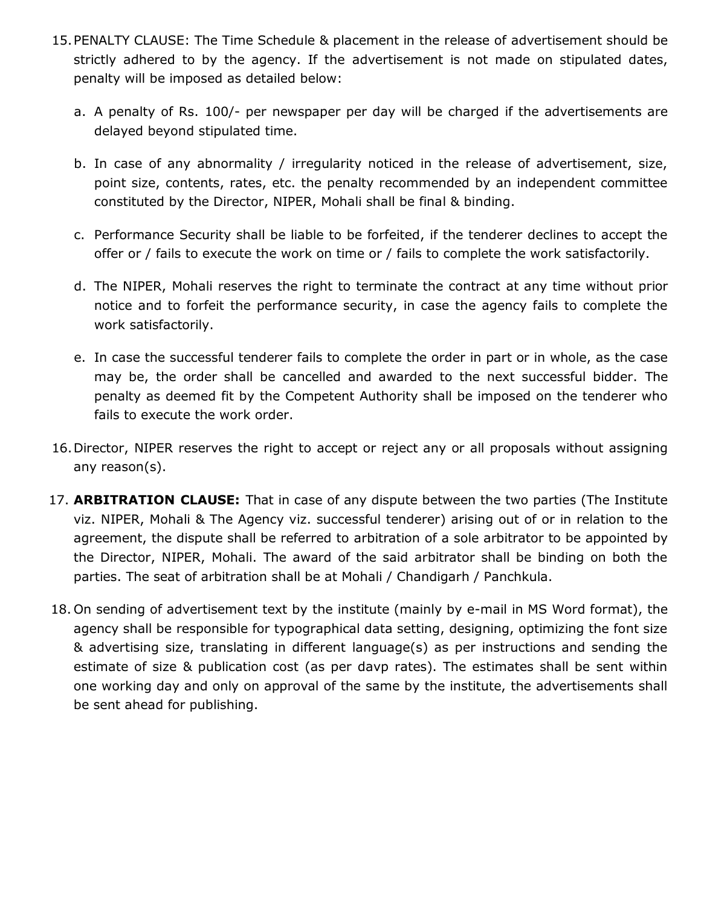15. PENALTY CLAUSE: The Time Schedule & placement in the release of advertisement should be strictly adhered to by the agency. If the advertisement is not made on stipulated dates, penalty will be imposed as detailed below:

    a. A penalty of Rs. 100/- per newspaper per day will be charged if the advertisements are delayed beyond stipulated time.

    b. In case of any abnormality / irregularity noticed in the release of advertisement, size, point size, contents, rates, etc. the penalty recommended by an independent committee constituted by the Director, NIPER, Mohali shall be final & binding.

    c. Performance Security shall be liable to be forfeited, if the tenderer declines to accept the offer or / fails to execute the work on time or / fails to complete the work satisfactorily.

    d. The NIPER, Mohali reserves the right to terminate the contract at any time without prior notice and to forfeit the performance security, in case the agency fails to complete the work satisfactorily.

    e. In case the successful tenderer fails to complete the order in part or in whole, as the case may be, the order shall be cancelled and awarded to the next successful bidder. The penalty as deemed fit by the Competent Authority shall be imposed on the tenderer who fails to execute the work order.

16. Director, NIPER reserves the right to accept or reject any or all proposals without assigning any reason(s).

17. **ARBITRATION CLAUSE:** That in case of any dispute between the two parties (The Institute viz. NIPER, Mohali & The Agency viz. successful tenderer) arising out of or in relation to the agreement, the dispute shall be referred to arbitration of a sole arbitrator to be appointed by the Director, NIPER, Mohali. The award of the said arbitrator shall be binding on both the parties. The seat of arbitration shall be at Mohali / Chandigarh / Panchkula.

18. On sending of advertisement text by the institute (mainly by e-mail in MS Word format), the agency shall be responsible for typographical data setting, designing, optimizing the font size & advertising size, translating in different language(s) as per instructions and sending the estimate of size & publication cost (as per davp rates). The estimates shall be sent within one working day and only on approval of the same by the institute, the advertisements shall be sent ahead for publishing.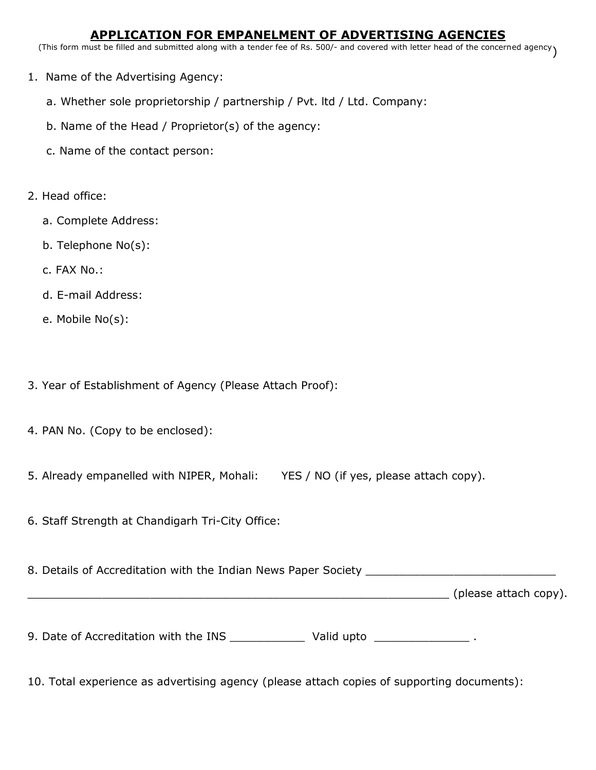## APPLICATION FOR EMPANELMENT OF ADVERTISING AGENCIES

(This form must be filled and submitted along with a tender fee of Rs. 500/- and covered with letter head of the concerned agency)

1. Name of the Advertising Agency:

   a. Whether sole proprietorship / partnership / Pvt. ltd / Ltd. Company:

   b. Name of the Head / Proprietor(s) of the agency:

   c. Name of the contact person:

2. Head office:

   a. Complete Address:

   b. Telephone No(s):

   c. FAX No.:

   d. E-mail Address:

   e. Mobile No(s):

3. Year of Establishment of Agency (Please Attach Proof):

4. PAN No. (Copy to be enclosed):

5. Already empanelled with NIPER, Mohali: YES / NO (if yes, please attach copy).

6. Staff Strength at Chandigarh Tri-City Office:

8. Details of Accreditation with the Indian News Paper Society ____________________________ ____________________________________________________________ (please attach copy).

9. Date of Accreditation with the INS ___________ Valid upto ______________ .

10. Total experience as advertising agency (please attach copies of supporting documents):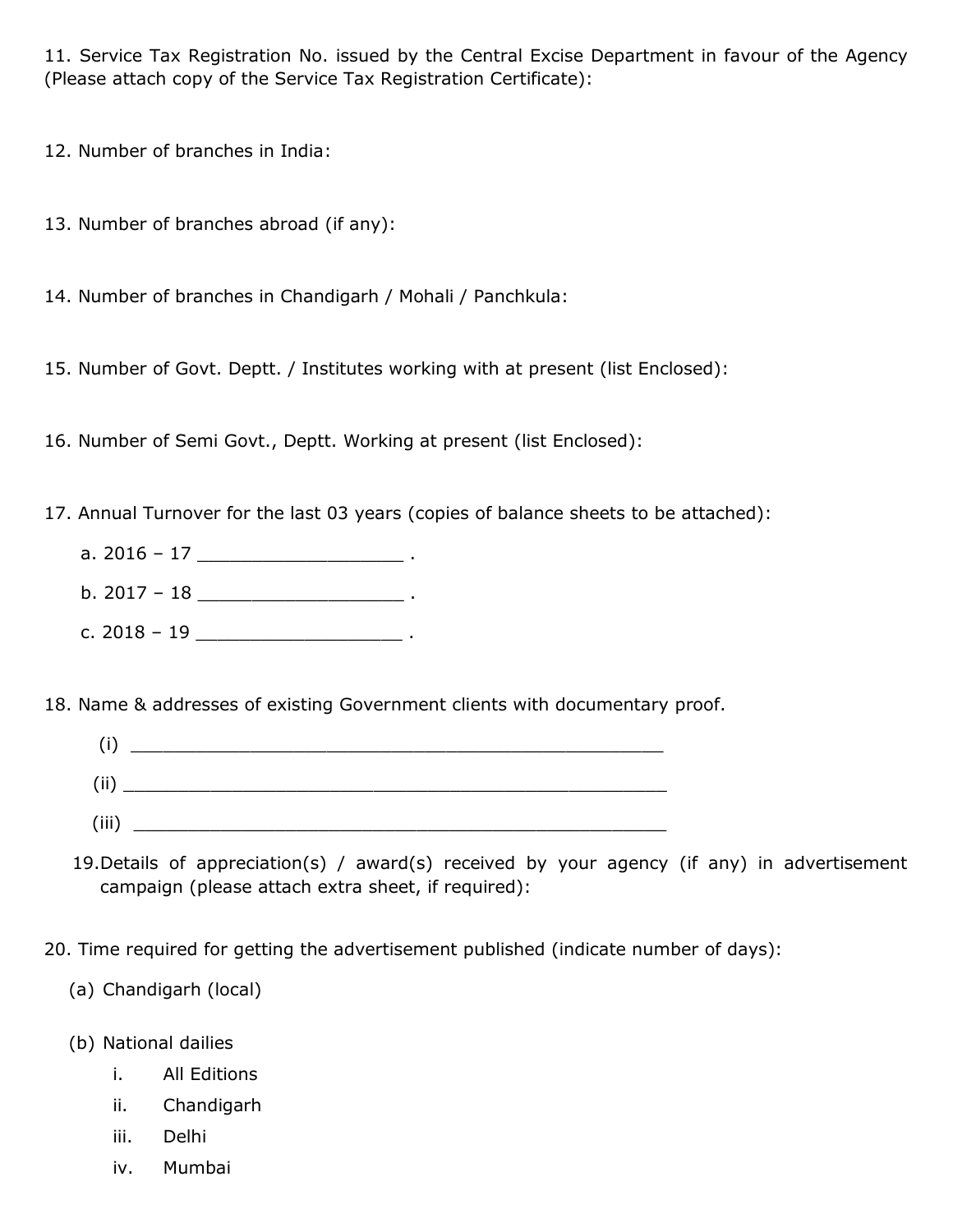11. Service Tax Registration No. issued by the Central Excise Department in favour of the Agency (Please attach copy of the Service Tax Registration Certificate):

12. Number of branches in India:

13. Number of branches abroad (if any):

14. Number of branches in Chandigarh / Mohali / Panchkula:

15. Number of Govt. Deptt. / Institutes working with at present (list Enclosed):

16. Number of Semi Govt., Deptt. Working at present (list Enclosed):

17. Annual Turnover for the last 03 years (copies of balance sheets to be attached):

   a. 2016 – 17 ___________________ .

   b. 2017 – 18 ___________________ .

   c. 2018 – 19 ___________________ .

18. Name & addresses of existing Government clients with documentary proof.

   (i) ___________________________________________________

   (ii) ___________________________________________________

   (iii) ___________________________________________________

19. Details of appreciation(s) / award(s) received by your agency (if any) in advertisement campaign (please attach extra sheet, if required):

20. Time required for getting the advertisement published (indicate number of days):

   (a) Chandigarh (local)

   (b) National dailies

      i. All Editions

      ii. Chandigarh

      iii. Delhi

      iv. Mumbai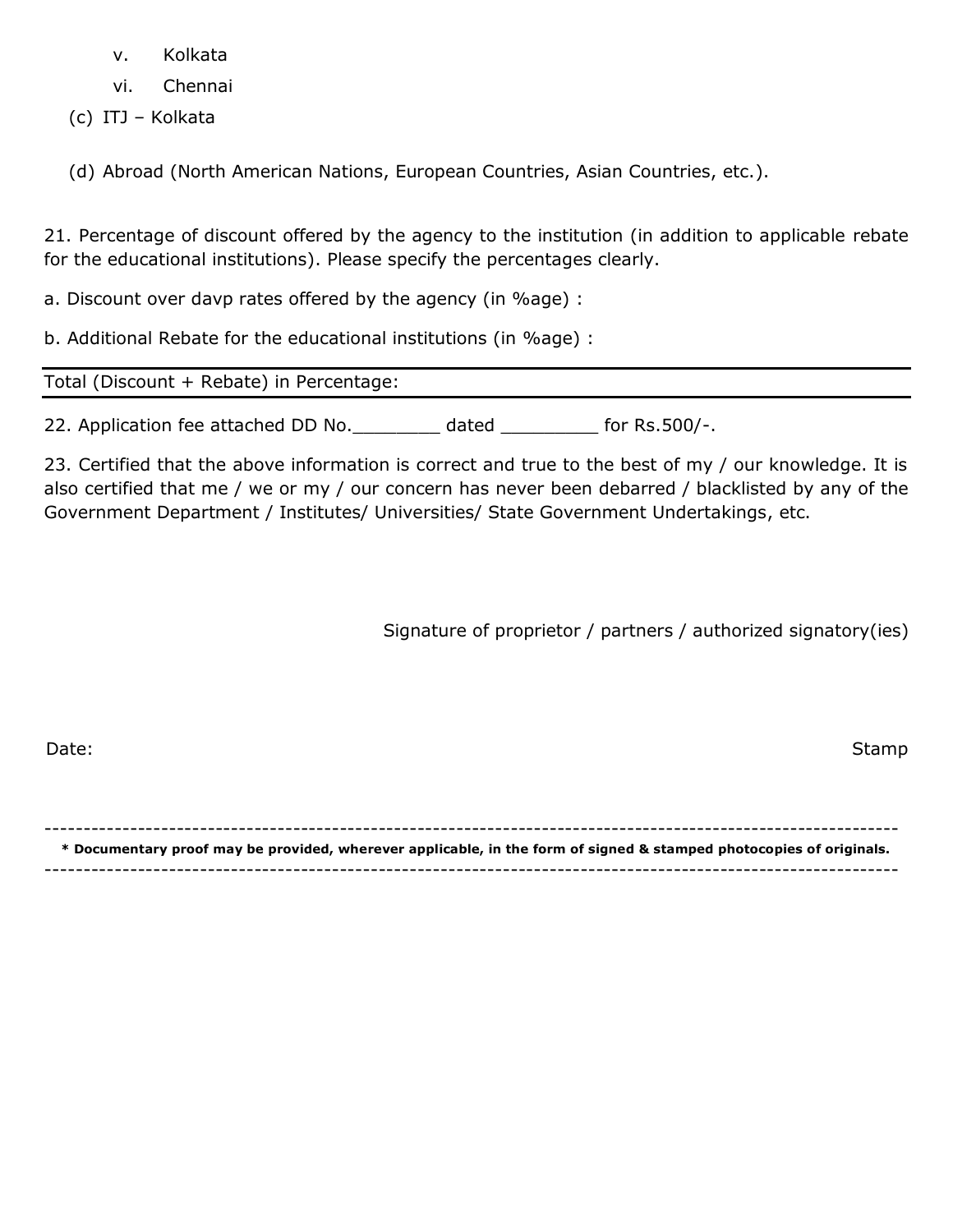v. Kolkata

vi. Chennai

(c) ITJ – Kolkata

(d) Abroad (North American Nations, European Countries, Asian Countries, etc.).

21. Percentage of discount offered by the agency to the institution (in addition to applicable rebate for the educational institutions). Please specify the percentages clearly.

a. Discount over davp rates offered by the agency (in %age) :

b. Additional Rebate for the educational institutions (in %age) :

---

Total (Discount + Rebate) in Percentage:

---

22. Application fee attached DD No.________ dated _________ for Rs.500/-.

23. Certified that the above information is correct and true to the best of my / our knowledge. It is also certified that me / we or my / our concern has never been debarred / blacklisted by any of the Government Department / Institutes/ Universities/ State Government Undertakings, etc.

Signature of proprietor / partners / authorized signatory(ies)

Date: Stamp

---

**\* Documentary proof may be provided, wherever applicable, in the form of signed & stamped photocopies of originals.**

---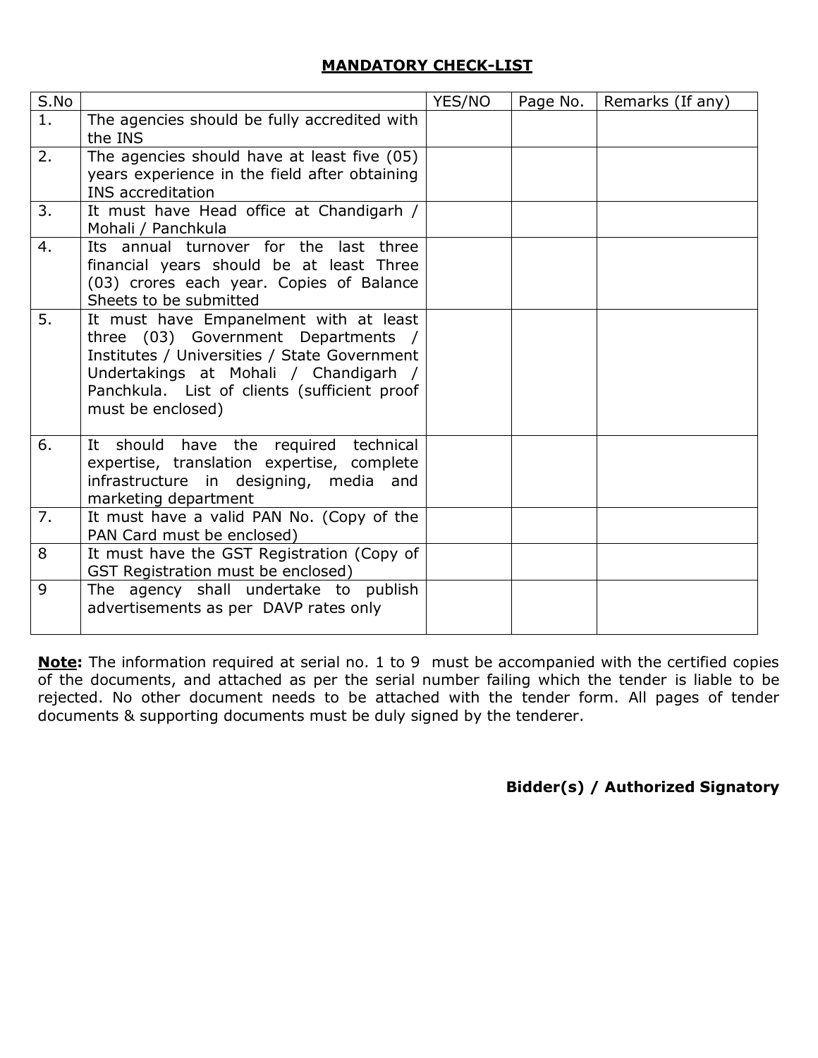## MANDATORY CHECK-LIST

| S.No | | YES/NO | Page No. | Remarks (If any) |
|---|---|---|---|---|
| 1. | The agencies should be fully accredited with the INS | | | |
| 2. | The agencies should have at least five (05) years experience in the field after obtaining INS accreditation | | | |
| 3. | It must have Head office at Chandigarh / Mohali / Panchkula | | | |
| 4. | Its annual turnover for the last three financial years should be at least Three (03) crores each year. Copies of Balance Sheets to be submitted | | | |
| 5. | It must have Empanelment with at least three (03) Government Departments / Institutes / Universities / State Government Undertakings at Mohali / Chandigarh / Panchkula. List of clients (sufficient proof must be enclosed) | | | |
| 6. | It should have the required technical expertise, translation expertise, complete infrastructure in designing, media and marketing department | | | |
| 7. | It must have a valid PAN No. (Copy of the PAN Card must be enclosed) | | | |
| 8 | It must have the GST Registration (Copy of GST Registration must be enclosed) | | | |
| 9 | The agency shall undertake to publish advertisements as per DAVP rates only | | | |

**Note:** The information required at serial no. 1 to 9 must be accompanied with the certified copies of the documents, and attached as per the serial number failing which the tender is liable to be rejected. No other document needs to be attached with the tender form. All pages of tender documents & supporting documents must be duly signed by the tenderer.

**Bidder(s) / Authorized Signatory**